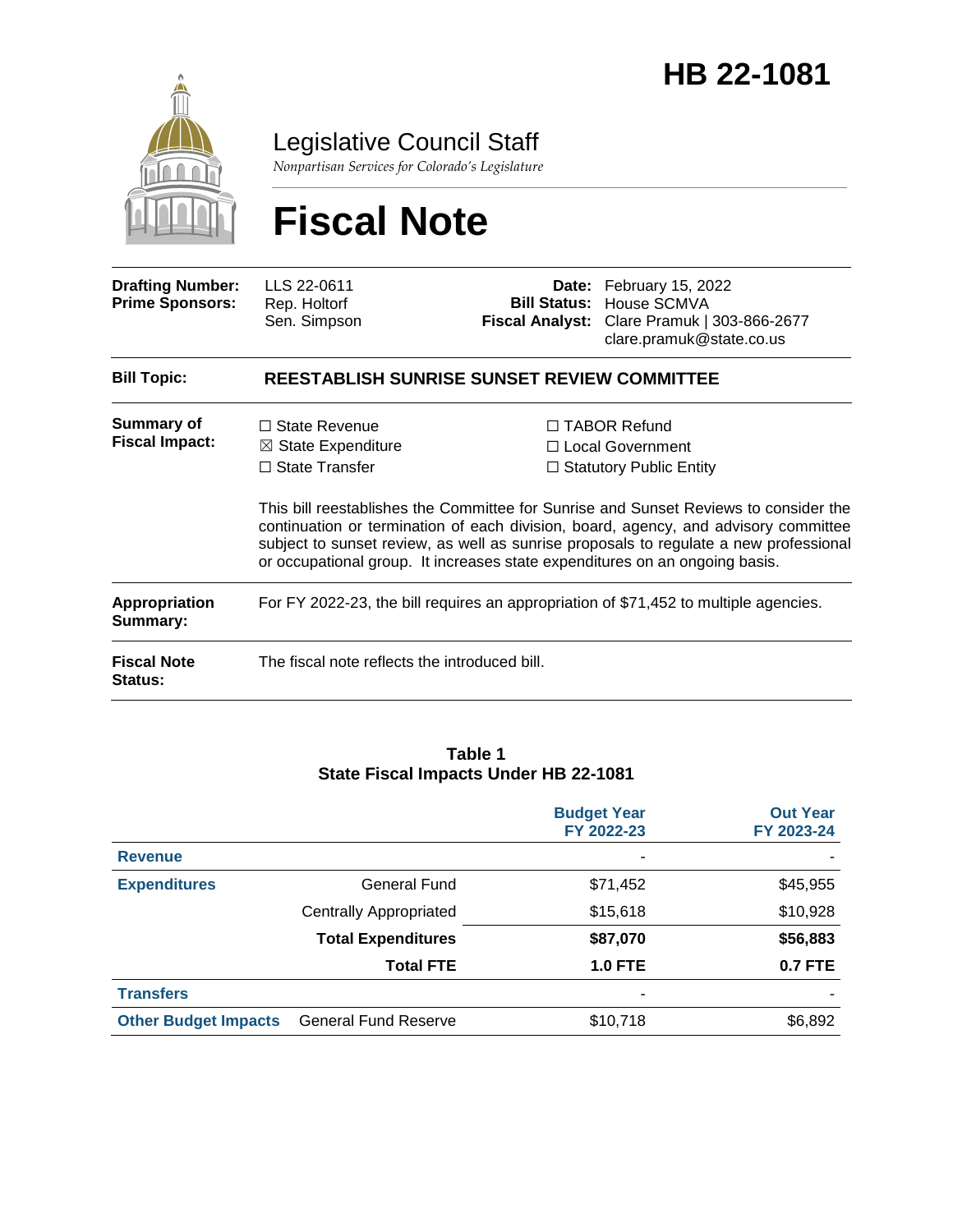# HB 22-1081

Legislative Council Staff

*Nonpartisan Services for Colorado's Legislature*

# Fiscal Note

| | | | |
|---|---|---|---|
| **Drafting Number:** | LLS 22-0611 | **Date:** | February 15, 2022 |
| **Prime Sponsors:** | Rep. Holtorf<br>Sen. Simpson | **Bill Status:** | House SCMVA |
| | | **Fiscal Analyst:** | Clare Pramuk \| 303-866-2677<br>clare.pramuk@state.co.us |

**Bill Topic:** **REESTABLISH SUNRISE SUNSET REVIEW COMMITTEE**

**Summary of Fiscal Impact:**

☐ State Revenue
☒ State Expenditure
☐ State Transfer
☐ TABOR Refund
☐ Local Government
☐ Statutory Public Entity

This bill reestablishes the Committee for Sunrise and Sunset Reviews to consider the continuation or termination of each division, board, agency, and advisory committee subject to sunset review, as well as sunrise proposals to regulate a new professional or occupational group. It increases state expenditures on an ongoing basis.

**Appropriation Summary:** For FY 2022-23, the bill requires an appropriation of $71,452 to multiple agencies.

**Fiscal Note Status:** The fiscal note reflects the introduced bill.

**Table 1**
**State Fiscal Impacts Under HB 22-1081**

| | | Budget Year FY 2022-23 | Out Year FY 2023-24 |
|---|---|---|---|
| **Revenue** | | - | - |
| **Expenditures** | General Fund | $71,452 | $45,955 |
| | Centrally Appropriated | $15,618 | $10,928 |
| | **Total Expenditures** | **$87,070** | **$56,883** |
| | **Total FTE** | **1.0 FTE** | **0.7 FTE** |
| **Transfers** | | - | - |
| **Other Budget Impacts** | General Fund Reserve | $10,718 | $6,892 |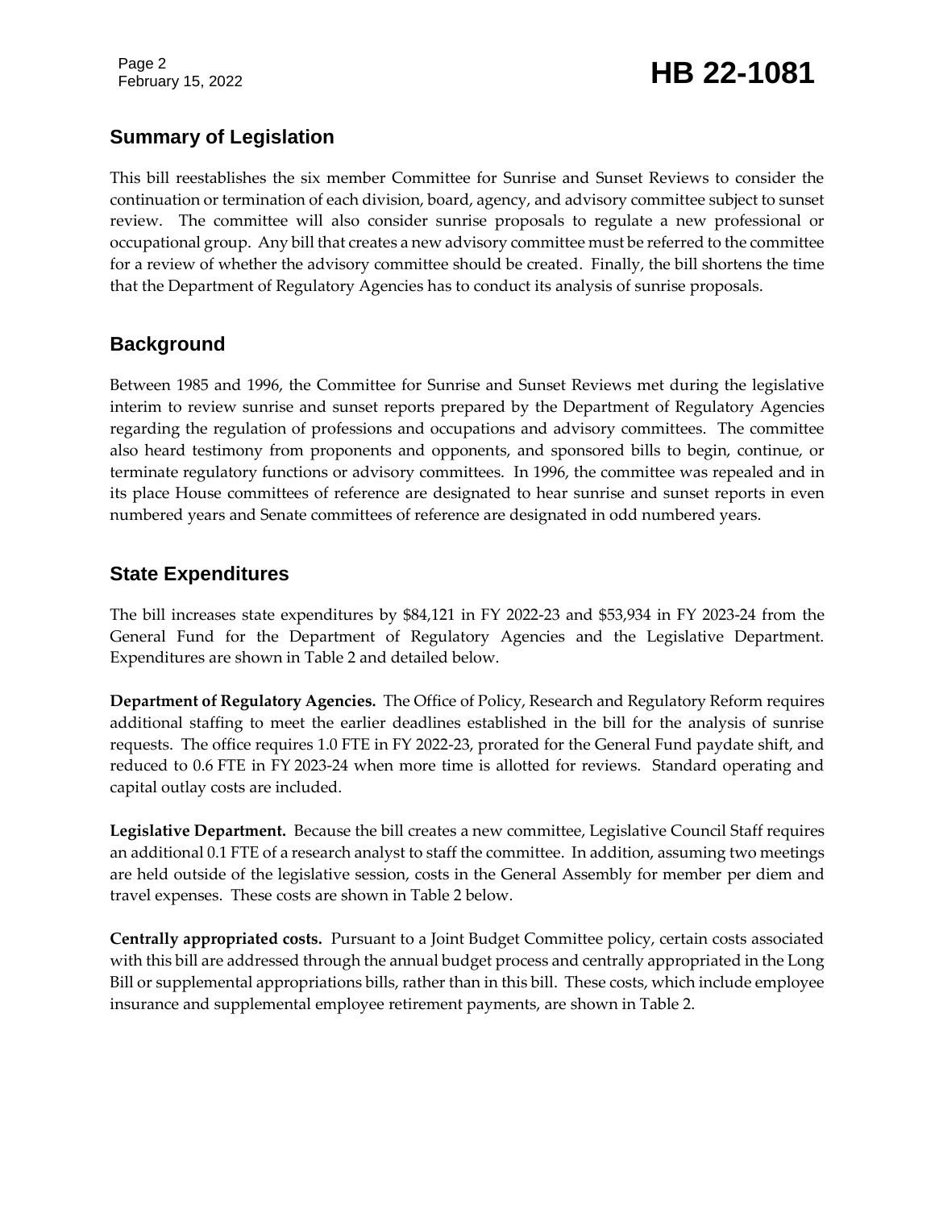## Summary of Legislation

This bill reestablishes the six member Committee for Sunrise and Sunset Reviews to consider the continuation or termination of each division, board, agency, and advisory committee subject to sunset review. The committee will also consider sunrise proposals to regulate a new professional or occupational group. Any bill that creates a new advisory committee must be referred to the committee for a review of whether the advisory committee should be created. Finally, the bill shortens the time that the Department of Regulatory Agencies has to conduct its analysis of sunrise proposals.

## Background

Between 1985 and 1996, the Committee for Sunrise and Sunset Reviews met during the legislative interim to review sunrise and sunset reports prepared by the Department of Regulatory Agencies regarding the regulation of professions and occupations and advisory committees. The committee also heard testimony from proponents and opponents, and sponsored bills to begin, continue, or terminate regulatory functions or advisory committees. In 1996, the committee was repealed and in its place House committees of reference are designated to hear sunrise and sunset reports in even numbered years and Senate committees of reference are designated in odd numbered years.

## State Expenditures

The bill increases state expenditures by $84,121 in FY 2022-23 and $53,934 in FY 2023-24 from the General Fund for the Department of Regulatory Agencies and the Legislative Department. Expenditures are shown in Table 2 and detailed below.

**Department of Regulatory Agencies.** The Office of Policy, Research and Regulatory Reform requires additional staffing to meet the earlier deadlines established in the bill for the analysis of sunrise requests. The office requires 1.0 FTE in FY 2022-23, prorated for the General Fund paydate shift, and reduced to 0.6 FTE in FY 2023-24 when more time is allotted for reviews. Standard operating and capital outlay costs are included.

**Legislative Department.** Because the bill creates a new committee, Legislative Council Staff requires an additional 0.1 FTE of a research analyst to staff the committee. In addition, assuming two meetings are held outside of the legislative session, costs in the General Assembly for member per diem and travel expenses. These costs are shown in Table 2 below.

**Centrally appropriated costs.** Pursuant to a Joint Budget Committee policy, certain costs associated with this bill are addressed through the annual budget process and centrally appropriated in the Long Bill or supplemental appropriations bills, rather than in this bill. These costs, which include employee insurance and supplemental employee retirement payments, are shown in Table 2.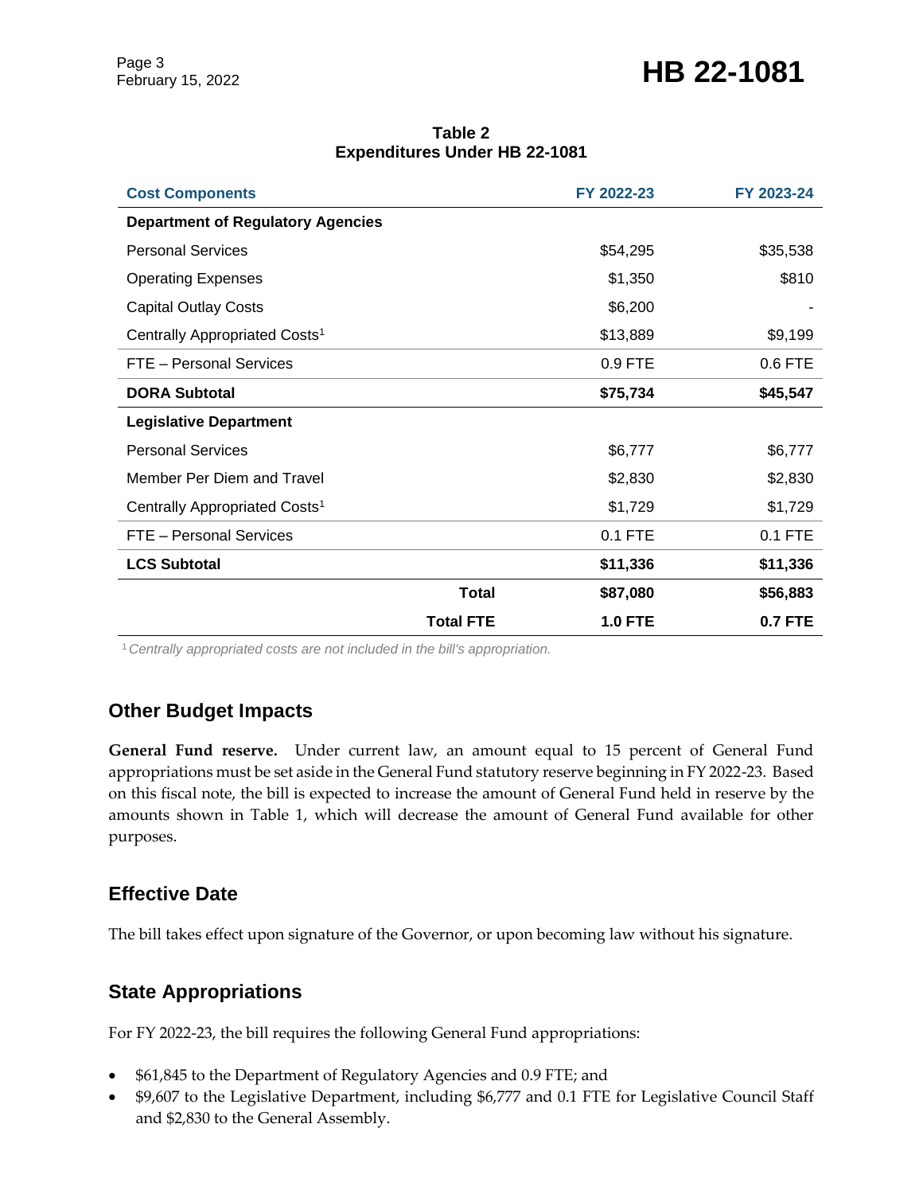**Table 2**
**Expenditures Under HB 22-1081**

| Cost Components | FY 2022-23 | FY 2023-24 |
|---|---|---|
| **Department of Regulatory Agencies** | | |
| Personal Services | $54,295 | $35,538 |
| Operating Expenses | $1,350 | $810 |
| Capital Outlay Costs | $6,200 | - |
| Centrally Appropriated Costs[1] | $13,889 | $9,199 |
| FTE – Personal Services | 0.9 FTE | 0.6 FTE |
| **DORA Subtotal** | **$75,734** | **$45,547** |
| **Legislative Department** | | |
| Personal Services | $6,777 | $6,777 |
| Member Per Diem and Travel | $2,830 | $2,830 |
| Centrally Appropriated Costs[1] | $1,729 | $1,729 |
| FTE – Personal Services | 0.1 FTE | 0.1 FTE |
| **LCS Subtotal** | **$11,336** | **$11,336** |
| **Total** | **$87,080** | **$56,883** |
| **Total FTE** | **1.0 FTE** | **0.7 FTE** |

[1] *Centrally appropriated costs are not included in the bill's appropriation.*

## Other Budget Impacts

**General Fund reserve.** Under current law, an amount equal to 15 percent of General Fund appropriations must be set aside in the General Fund statutory reserve beginning in FY 2022-23. Based on this fiscal note, the bill is expected to increase the amount of General Fund held in reserve by the amounts shown in Table 1, which will decrease the amount of General Fund available for other purposes.

## Effective Date

The bill takes effect upon signature of the Governor, or upon becoming law without his signature.

## State Appropriations

For FY 2022-23, the bill requires the following General Fund appropriations:

- $61,845 to the Department of Regulatory Agencies and 0.9 FTE; and
- $9,607 to the Legislative Department, including $6,777 and 0.1 FTE for Legislative Council Staff and $2,830 to the General Assembly.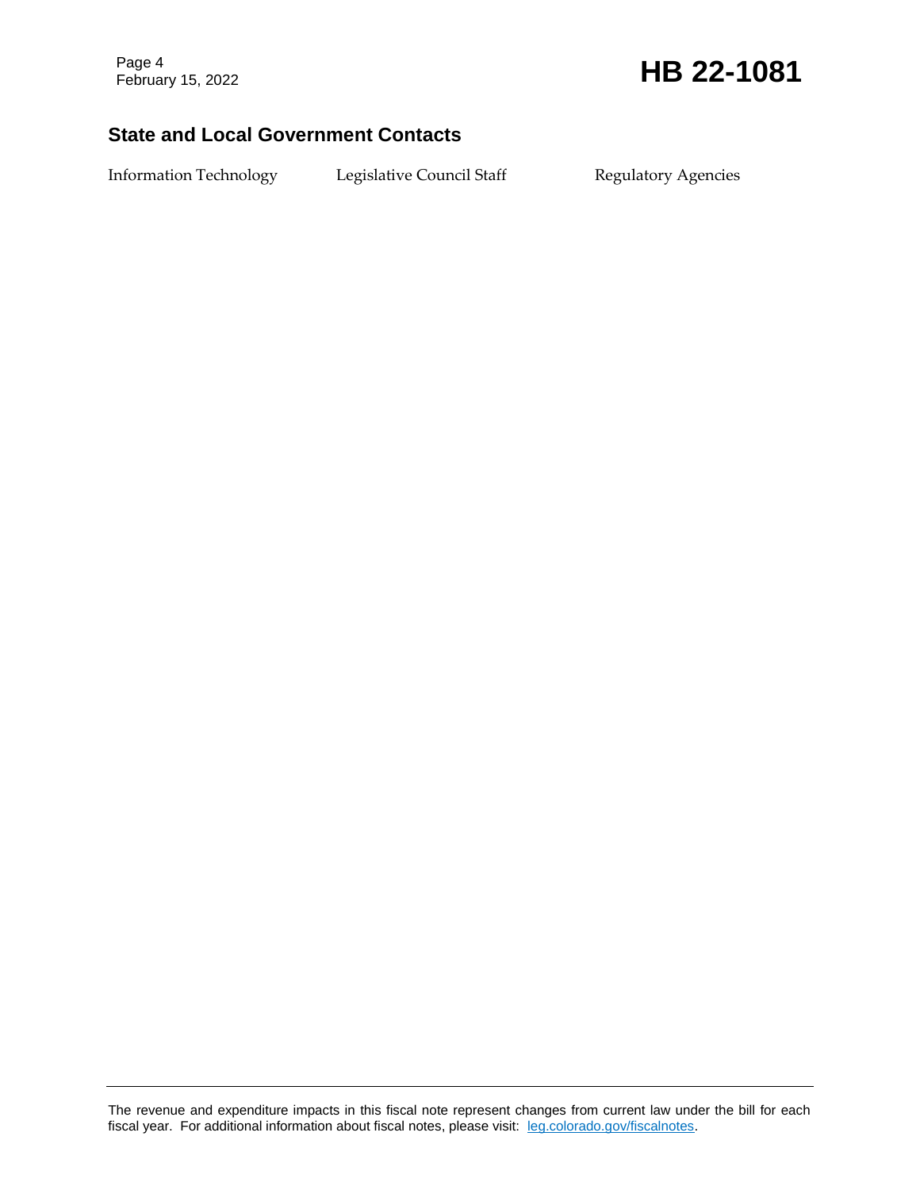## State and Local Government Contacts

Information Technology Legislative Council Staff Regulatory Agencies

The revenue and expenditure impacts in this fiscal note represent changes from current law under the bill for each fiscal year. For additional information about fiscal notes, please visit: leg.colorado.gov/fiscalnotes.